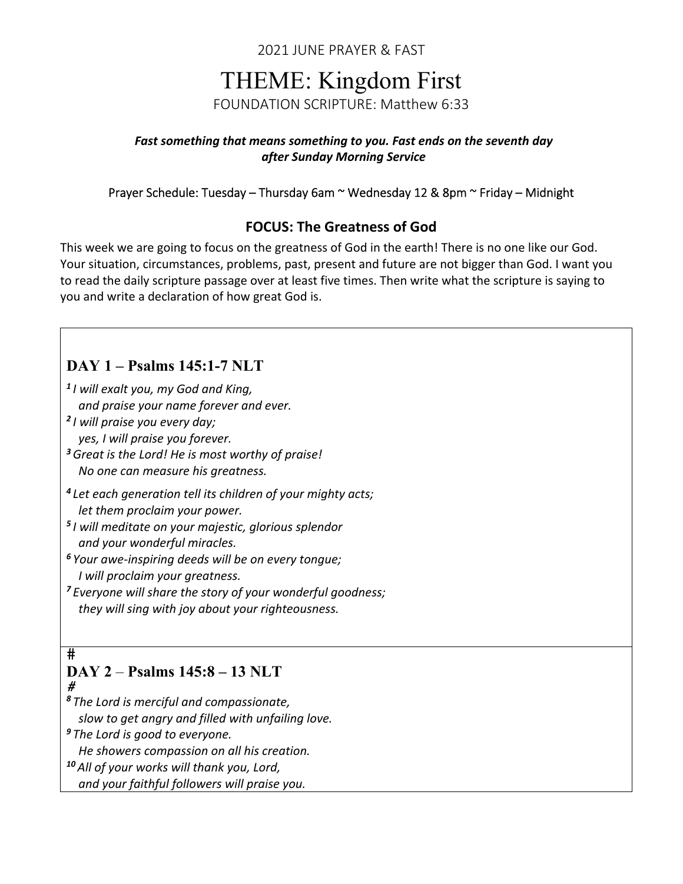2021 JUNE PRAYER & FAST

# THEME: Kingdom First

FOUNDATION SCRIPTURE: Matthew 6:33

***Fast something that means something to you. Fast ends on the seventh day after Sunday Morning Service***

Prayer Schedule: Tuesday – Thursday 6am ~ Wednesday 12 & 8pm ~ Friday – Midnight

## FOCUS: The Greatness of God

This week we are going to focus on the greatness of God in the earth! There is no one like our God. Your situation, circumstances, problems, past, present and future are not bigger than God. I want you to read the daily scripture passage over at least five times. Then write what the scripture is saying to you and write a declaration of how great God is.

### DAY 1 – Psalms 145:1-7 NLT

***1*** *I will exalt you, my God and King,*
*and praise your name forever and ever.*
***2*** *I will praise you every day;*
*yes, I will praise you forever.*
***3*** *Great is the Lord! He is most worthy of praise!*
*No one can measure his greatness.*

***4*** *Let each generation tell its children of your mighty acts;*
*let them proclaim your power.*
***5*** *I will meditate on your majestic, glorious splendor*
*and your wonderful miracles.*
***6*** *Your awe-inspiring deeds will be on every tongue;*
*I will proclaim your greatness.*
***7*** *Everyone will share the story of your wonderful goodness;*
*they will sing with joy about your righteousness.*

#

### DAY 2 – Psalms 145:8 – 13 NLT

*#*

***8*** *The Lord is merciful and compassionate,*
*slow to get angry and filled with unfailing love.*
***9*** *The Lord is good to everyone.*
*He showers compassion on all his creation.*
***10*** *All of your works will thank you, Lord,*
*and your faithful followers will praise you.*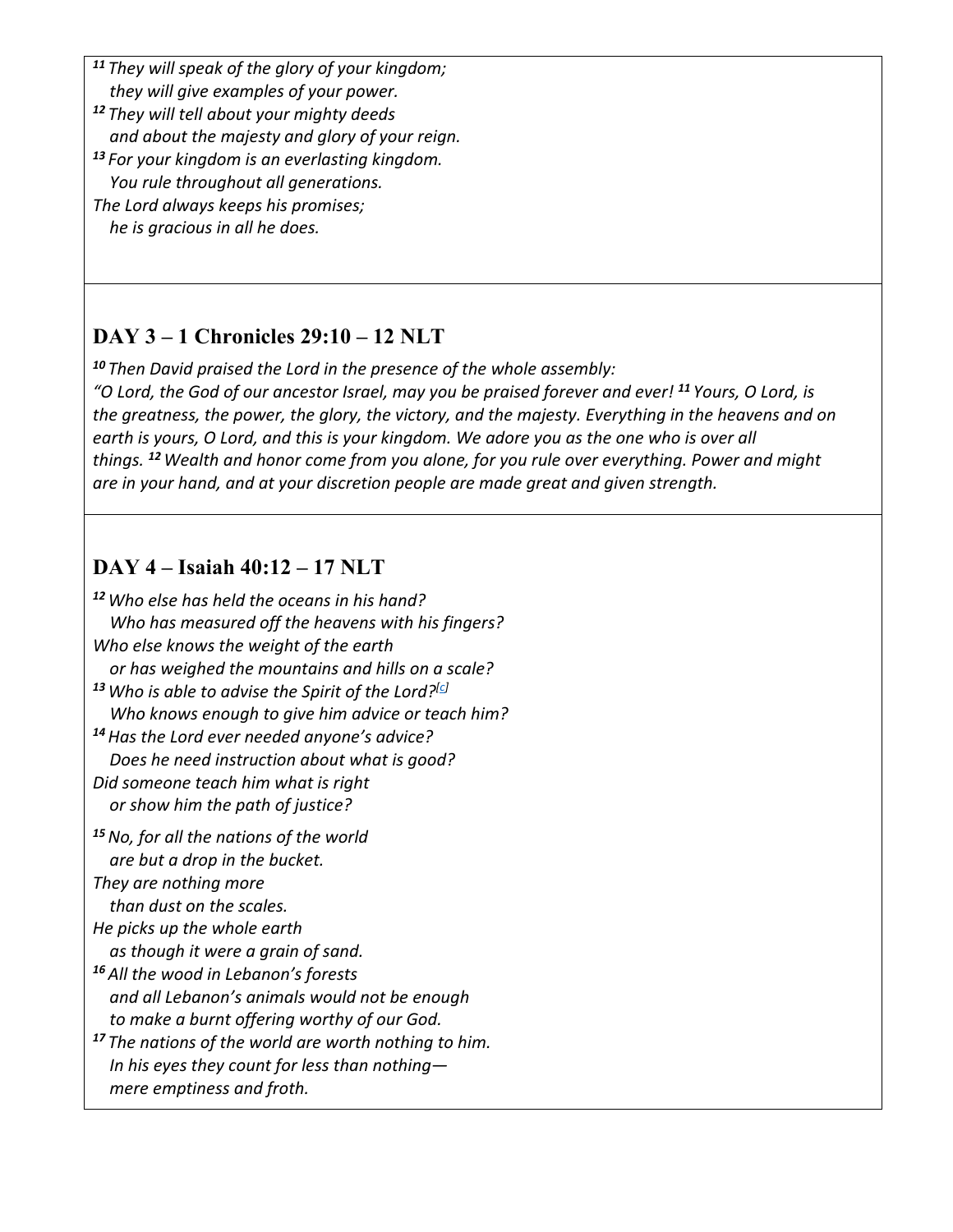*[11] They will speak of the glory of your kingdom;*
*they will give examples of your power.*
*[12] They will tell about your mighty deeds*
*and about the majesty and glory of your reign.*
*[13] For your kingdom is an everlasting kingdom.*
*You rule throughout all generations.*
*The Lord always keeps his promises;*
*he is gracious in all he does.*

## DAY 3 – 1 Chronicles 29:10 – 12 NLT

*[10] Then David praised the Lord in the presence of the whole assembly:*
*"O Lord, the God of our ancestor Israel, may you be praised forever and ever! [11] Yours, O Lord, is the greatness, the power, the glory, the victory, and the majesty. Everything in the heavens and on earth is yours, O Lord, and this is your kingdom. We adore you as the one who is over all things. [12] Wealth and honor come from you alone, for you rule over everything. Power and might are in your hand, and at your discretion people are made great and given strength.*

## DAY 4 – Isaiah 40:12 – 17 NLT

*[12] Who else has held the oceans in his hand?*
*Who has measured off the heavens with his fingers?*
*Who else knows the weight of the earth*
*or has weighed the mountains and hills on a scale?*
*[13] Who is able to advise the Spirit of the Lord?[c]*
*Who knows enough to give him advice or teach him?*
*[14] Has the Lord ever needed anyone's advice?*
*Does he need instruction about what is good?*
*Did someone teach him what is right*
*or show him the path of justice?*

*[15] No, for all the nations of the world*
*are but a drop in the bucket.*
*They are nothing more*
*than dust on the scales.*
*He picks up the whole earth*
*as though it were a grain of sand.*
*[16] All the wood in Lebanon's forests*
*and all Lebanon's animals would not be enough*
*to make a burnt offering worthy of our God.*
*[17] The nations of the world are worth nothing to him.*
*In his eyes they count for less than nothing—*
*mere emptiness and froth.*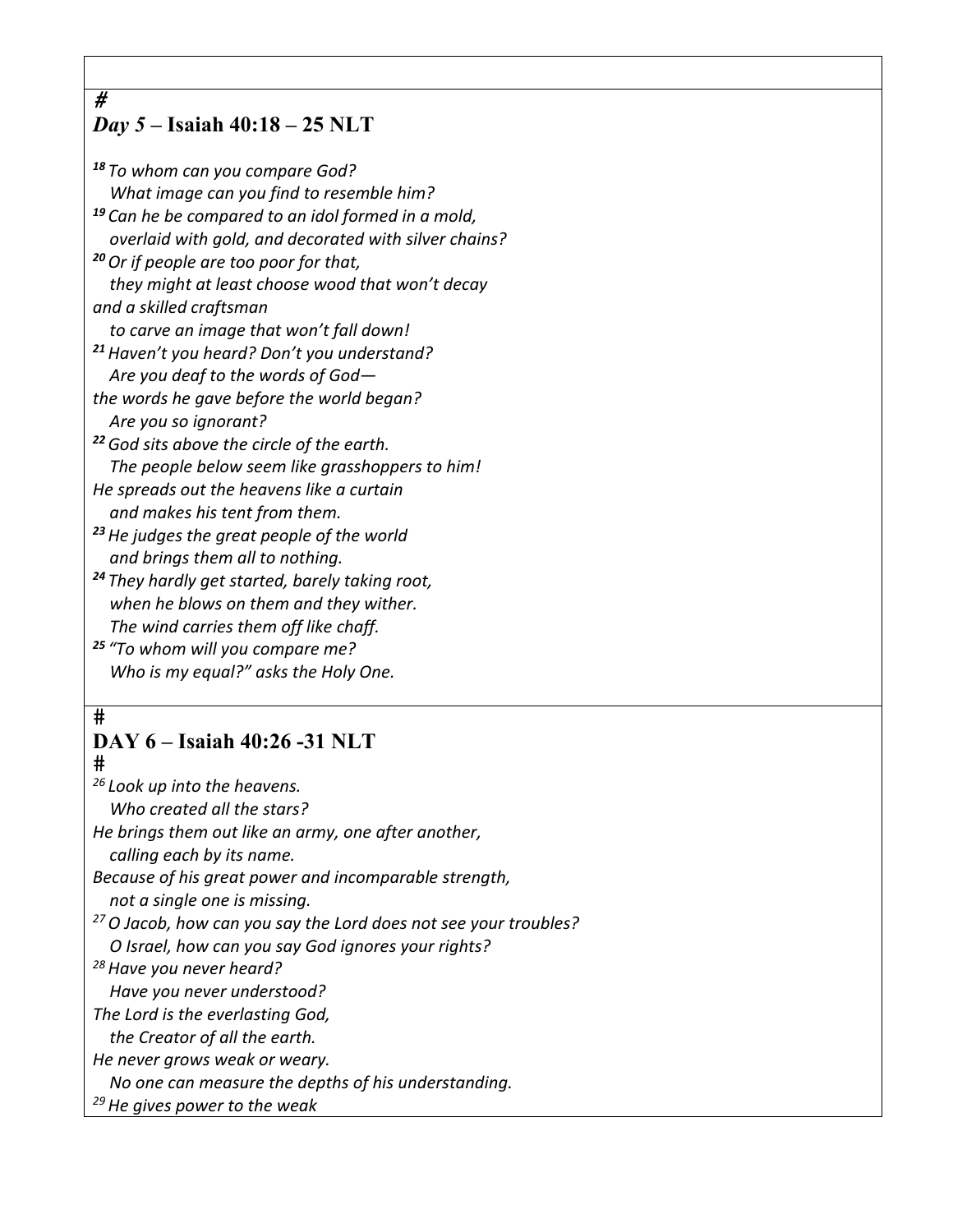#
### *Day 5* – Isaiah 40:18 – 25 NLT

*[18] To whom can you compare God?*
*What image can you find to resemble him?*
*[19] Can he be compared to an idol formed in a mold,*
*overlaid with gold, and decorated with silver chains?*
*[20] Or if people are too poor for that,*
*they might at least choose wood that won't decay*
*and a skilled craftsman*
*to carve an image that won't fall down!*
*[21] Haven't you heard? Don't you understand?*
*Are you deaf to the words of God—*
*the words he gave before the world began?*
*Are you so ignorant?*
*[22] God sits above the circle of the earth.*
*The people below seem like grasshoppers to him!*
*He spreads out the heavens like a curtain*
*and makes his tent from them.*
*[23] He judges the great people of the world*
*and brings them all to nothing.*
*[24] They hardly get started, barely taking root,*
*when he blows on them and they wither.*
*The wind carries them off like chaff.*
*[25] "To whom will you compare me?*
*Who is my equal?" asks the Holy One.*

#
### DAY 6 – Isaiah 40:26 -31 NLT
#
*[26] Look up into the heavens.*
*Who created all the stars?*
*He brings them out like an army, one after another,*
*calling each by its name.*
*Because of his great power and incomparable strength,*
*not a single one is missing.*
*[27] O Jacob, how can you say the Lord does not see your troubles?*
*O Israel, how can you say God ignores your rights?*
*[28] Have you never heard?*
*Have you never understood?*
*The Lord is the everlasting God,*
*the Creator of all the earth.*
*He never grows weak or weary.*
*No one can measure the depths of his understanding.*
*[29] He gives power to the weak*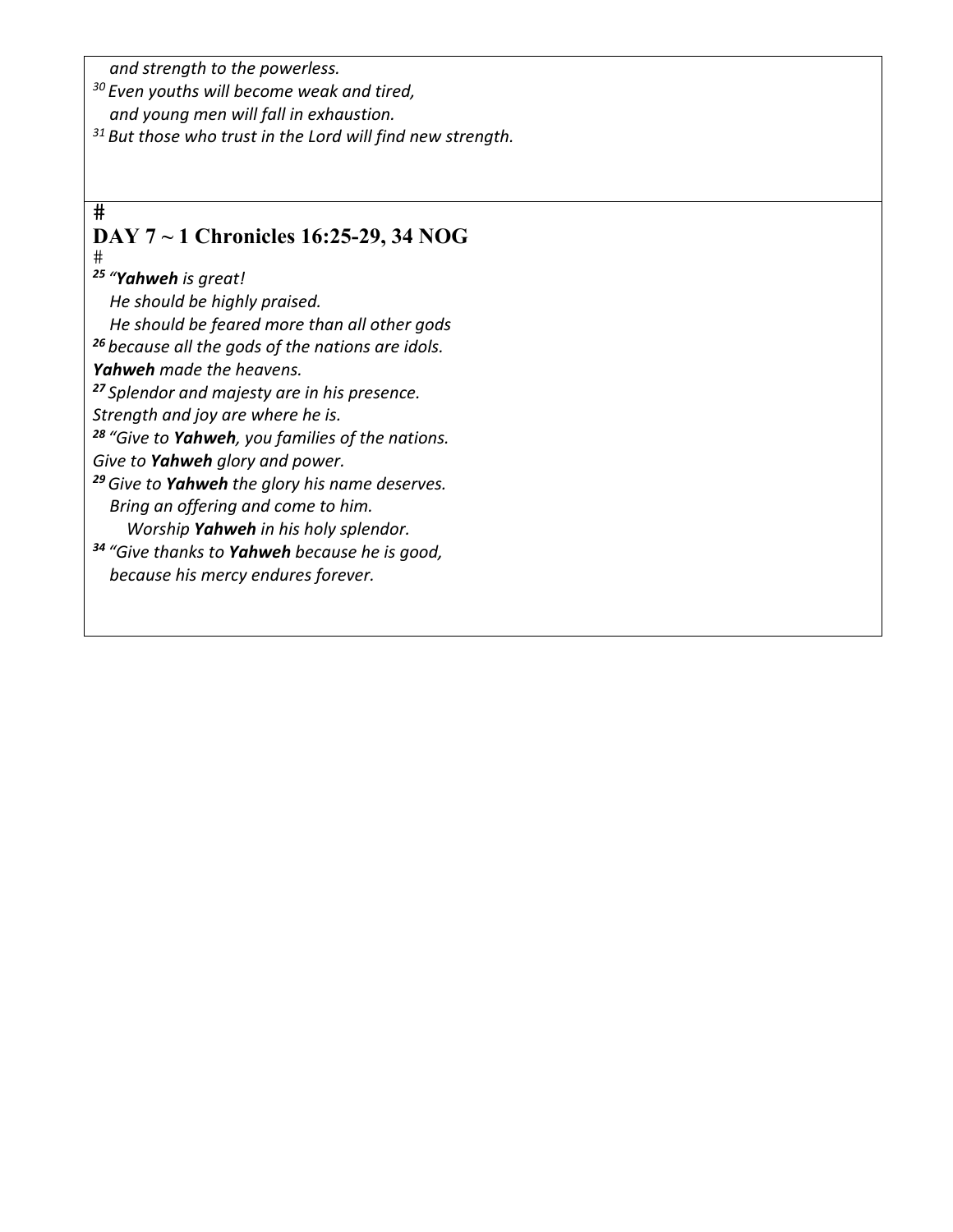*and strength to the powerless.*
[30] *Even youths will become weak and tired,*
*and young men will fall in exhaustion.*
[31] *But those who trust in the Lord will find new strength.*

#

# DAY 7 ~ 1 Chronicles 16:25-29, 34 NOG

#

[25] *"**Yahweh** is great!*
*He should be highly praised.*
*He should be feared more than all other gods*
[26] *because all the gods of the nations are idols.*
***Yahweh** made the heavens.*
[27] *Splendor and majesty are in his presence.*
*Strength and joy are where he is.*
[28] *"Give to **Yahweh**, you families of the nations.*
*Give to **Yahweh** glory and power.*
[29] *Give to **Yahweh** the glory his name deserves.*
*Bring an offering and come to him.*
*Worship **Yahweh** in his holy splendor.*
[34] *"Give thanks to **Yahweh** because he is good,*
*because his mercy endures forever.*